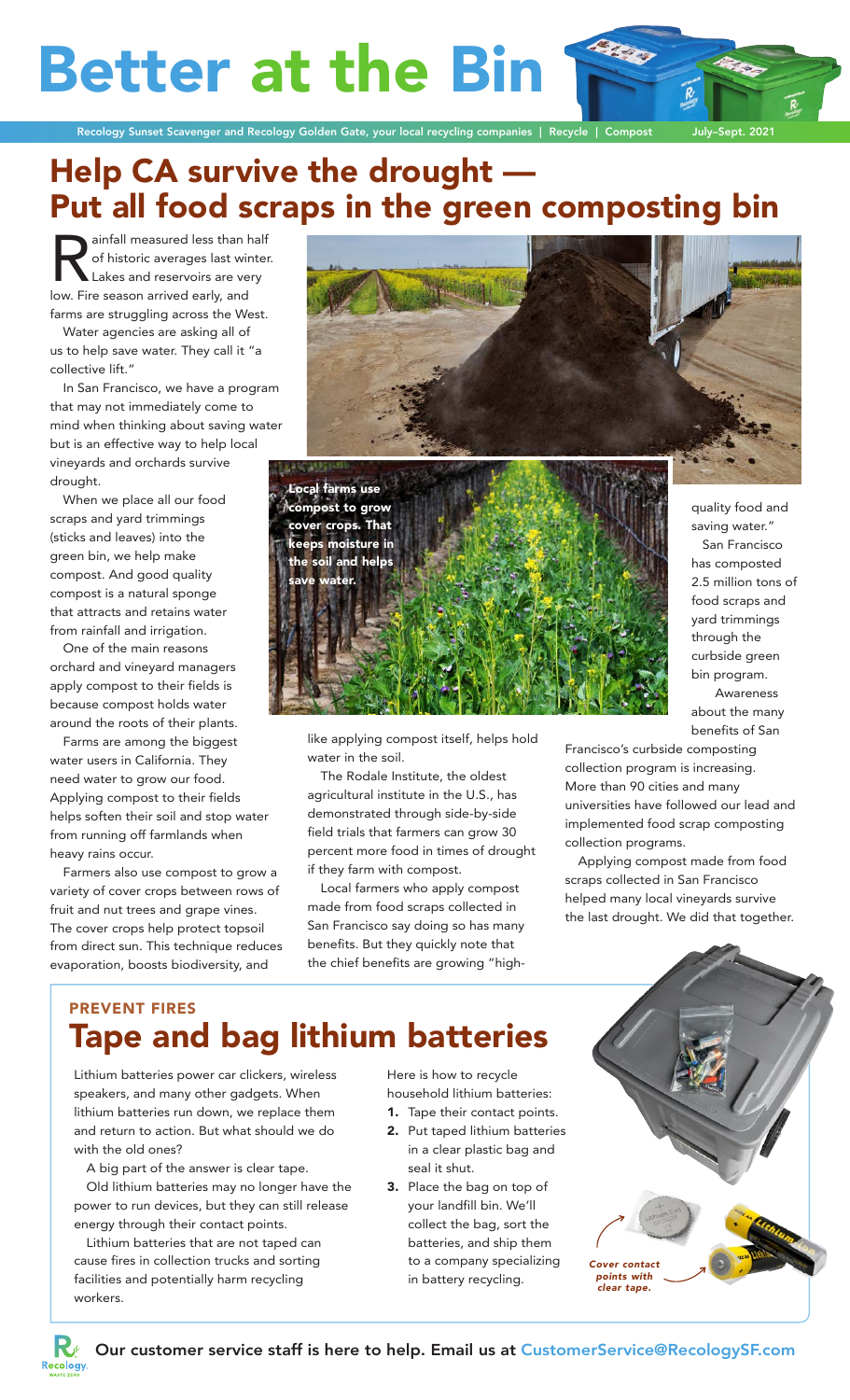# Better at the Bin

Recology Sunset Scavenger and Recology Golden Gate, your local recycling companies | Recycle | Compost July–Sept. 2021

## Help CA survive the drought — Put all food scraps in the green composting bin

Rainfall measured less than half of historic averages last winter. Lakes and reservoirs are very low. Fire season arrived early, and farms are struggling across the West.

Water agencies are asking all of us to help save water. They call it "a collective lift."

In San Francisco, we have a program that may not immediately come to mind when thinking about saving water but is an effective way to help local vineyards and orchards survive drought.

When we place all our food scraps and yard trimmings (sticks and leaves) into the green bin, we help make compost. And good quality compost is a natural sponge that attracts and retains water from rainfall and irrigation.

One of the main reasons orchard and vineyard managers apply compost to their fields is because compost holds water around the roots of their plants.

Farms are among the biggest water users in California. They need water to grow our food. Applying compost to their fields helps soften their soil and stop water from running off farmlands when heavy rains occur.

Farmers also use compost to grow a variety of cover crops between rows of fruit and nut trees and grape vines. The cover crops help protect topsoil from direct sun. This technique reduces evaporation, boosts biodiversity, and like applying compost itself, helps hold water in the soil.

**Local farms use compost to grow cover crops. That keeps moisture in the soil and helps save water.**

The Rodale Institute, the oldest agricultural institute in the U.S., has demonstrated through side-by-side field trials that farmers can grow 30 percent more food in times of drought if they farm with compost.

Local farmers who apply compost made from food scraps collected in San Francisco say doing so has many benefits. But they quickly note that the chief benefits are growing "high-quality food and saving water."

San Francisco has composted 2.5 million tons of food scraps and yard trimmings through the curbside green bin program.

Awareness about the many benefits of San Francisco's curbside composting collection program is increasing. More than 90 cities and many universities have followed our lead and implemented food scrap composting collection programs.

Applying compost made from food scraps collected in San Francisco helped many local vineyards survive the last drought. We did that together.

### PREVENT FIRES

## Tape and bag lithium batteries

Lithium batteries power car clickers, wireless speakers, and many other gadgets. When lithium batteries run down, we replace them and return to action. But what should we do with the old ones?

A big part of the answer is clear tape.

Old lithium batteries may no longer have the power to run devices, but they can still release energy through their contact points.

Lithium batteries that are not taped can cause fires in collection trucks and sorting facilities and potentially harm recycling workers.

Here is how to recycle household lithium batteries:

1. Tape their contact points.
2. Put taped lithium batteries in a clear plastic bag and seal it shut.
3. Place the bag on top of your landfill bin. We'll collect the bag, sort the batteries, and ship them to a company specializing in battery recycling.

*Cover contact points with clear tape.*

**Our customer service staff is here to help. Email us at CustomerService@RecologySF.com**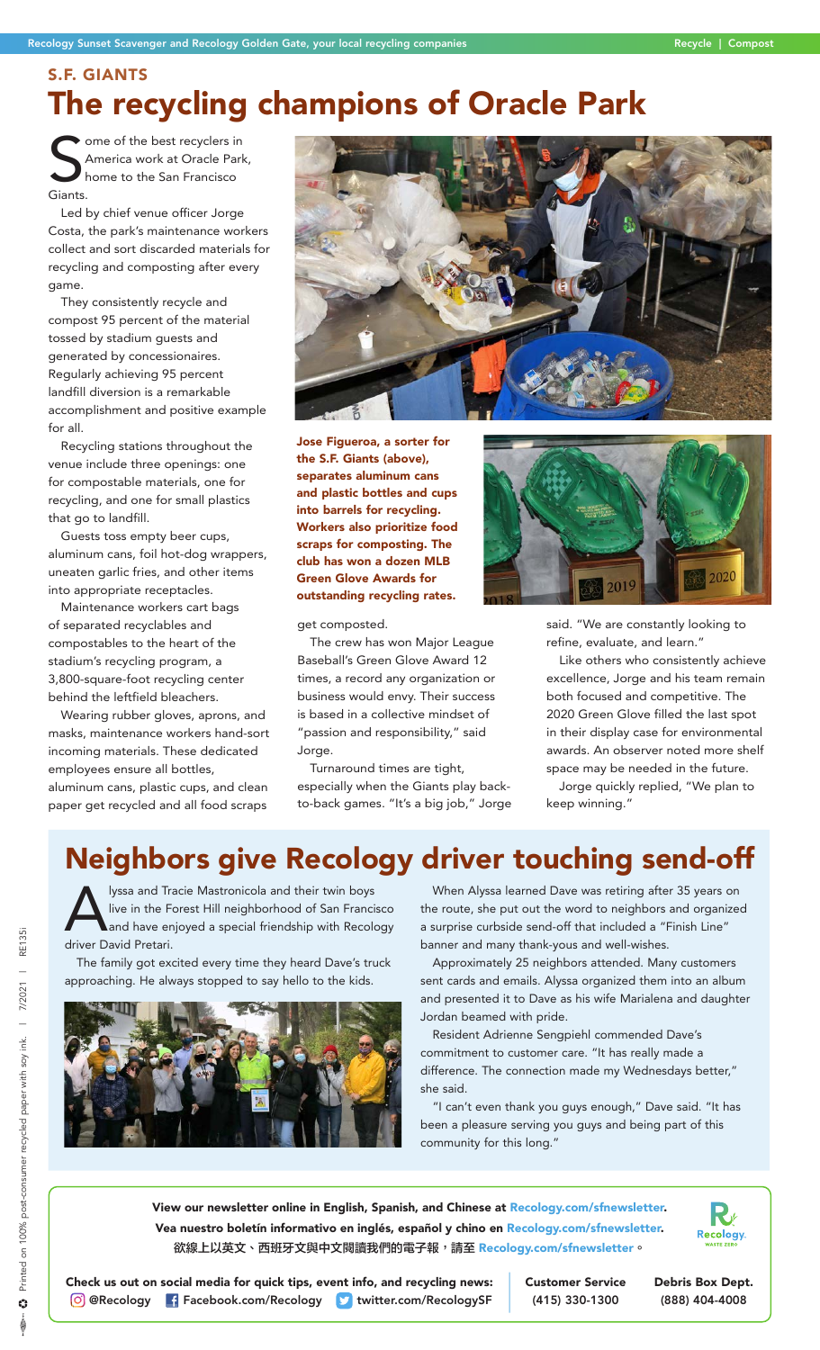Recology Sunset Scavenger and Recology Golden Gate, your local recycling companies

Recycle | Compost

### S.F. GIANTS

# The recycling champions of Oracle Park

Some of the best recyclers in America work at Oracle Park, home to the San Francisco Giants.

Led by chief venue officer Jorge Costa, the park's maintenance workers collect and sort discarded materials for recycling and composting after every game.

They consistently recycle and compost 95 percent of the material tossed by stadium guests and generated by concessionaires. Regularly achieving 95 percent landfill diversion is a remarkable accomplishment and positive example for all.

Recycling stations throughout the venue include three openings: one for compostable materials, one for recycling, and one for small plastics that go to landfill.

Guests toss empty beer cups, aluminum cans, foil hot-dog wrappers, uneaten garlic fries, and other items into appropriate receptacles.

Maintenance workers cart bags of separated recyclables and compostables to the heart of the stadium's recycling program, a 3,800-square-foot recycling center behind the leftfield bleachers.

Wearing rubber gloves, aprons, and masks, maintenance workers hand-sort incoming materials. These dedicated employees ensure all bottles, aluminum cans, plastic cups, and clean paper get recycled and all food scraps get composted.

**Jose Figueroa, a sorter for the S.F. Giants (above), separates aluminum cans and plastic bottles and cups into barrels for recycling. Workers also prioritize food scraps for composting. The club has won a dozen MLB Green Glove Awards for outstanding recycling rates.**

The crew has won Major League Baseball's Green Glove Award 12 times, a record any organization or business would envy. Their success is based in a collective mindset of "passion and responsibility," said Jorge.

Turnaround times are tight, especially when the Giants play back-to-back games. "It's a big job," Jorge said. "We are constantly looking to refine, evaluate, and learn."

Like others who consistently achieve excellence, Jorge and his team remain both focused and competitive. The 2020 Green Glove filled the last spot in their display case for environmental awards. An observer noted more shelf space may be needed in the future.

Jorge quickly replied, "We plan to keep winning."

# Neighbors give Recology driver touching send-off

Alyssa and Tracie Mastronicola and their twin boys live in the Forest Hill neighborhood of San Francisco and have enjoyed a special friendship with Recology driver David Pretari.

The family got excited every time they heard Dave's truck approaching. He always stopped to say hello to the kids.

When Alyssa learned Dave was retiring after 35 years on the route, she put out the word to neighbors and organized a surprise curbside send-off that included a "Finish Line" banner and many thank-yous and well-wishes.

Approximately 25 neighbors attended. Many customers sent cards and emails. Alyssa organized them into an album and presented it to Dave as his wife Marialena and daughter Jordan beamed with pride.

Resident Adrienne Sengpiehl commended Dave's commitment to customer care. "It has really made a difference. The connection made my Wednesdays better," she said.

"I can't even thank you guys enough," Dave said. "It has been a pleasure serving you guys and being part of this community for this long."

**View our newsletter online in English, Spanish, and Chinese at Recology.com/sfnewsletter.**
**Vea nuestro boletín informativo en inglés, español y chino en Recology.com/sfnewsletter.**
**欲線上以英文、西班牙文與中文閱讀我們的電子報，請至 Recology.com/sfnewsletter。**

**Check us out on social media for quick tips, event info, and recycling news:**
@Recology | Facebook.com/Recology | twitter.com/RecologySF

**Customer Service** (415) 330-1300

**Debris Box Dept.** (888) 404-4008

Printed on 100% post-consumer recycled paper with soy ink. | 7/2021 | RE135i